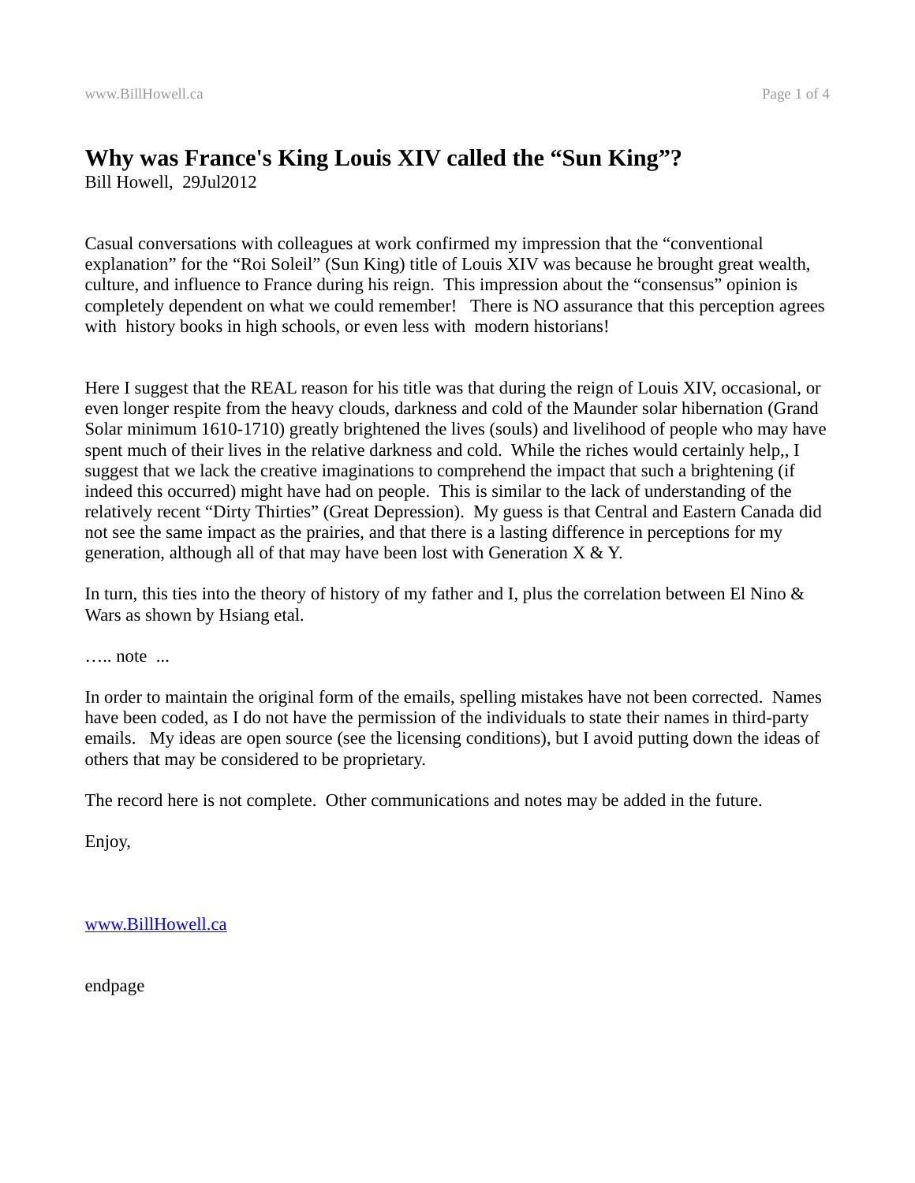# Why was France's King Louis XIV called the "Sun King"?

Bill Howell, 29Jul2012

Casual conversations with colleagues at work confirmed my impression that the "conventional explanation" for the "Roi Soleil" (Sun King) title of Louis XIV was because he brought great wealth, culture, and influence to France during his reign. This impression about the "consensus" opinion is completely dependent on what we could remember! There is NO assurance that this perception agrees with history books in high schools, or even less with modern historians!

Here I suggest that the REAL reason for his title was that during the reign of Louis XIV, occasional, or even longer respite from the heavy clouds, darkness and cold of the Maunder solar hibernation (Grand Solar minimum 1610-1710) greatly brightened the lives (souls) and livelihood of people who may have spent much of their lives in the relative darkness and cold. While the riches would certainly help,, I suggest that we lack the creative imaginations to comprehend the impact that such a brightening (if indeed this occurred) might have had on people. This is similar to the lack of understanding of the relatively recent "Dirty Thirties" (Great Depression). My guess is that Central and Eastern Canada did not see the same impact as the prairies, and that there is a lasting difference in perceptions for my generation, although all of that may have been lost with Generation X & Y.

In turn, this ties into the theory of history of my father and I, plus the correlation between El Nino & Wars as shown by Hsiang etal.

….. note ...

In order to maintain the original form of the emails, spelling mistakes have not been corrected. Names have been coded, as I do not have the permission of the individuals to state their names in third-party emails. My ideas are open source (see the licensing conditions), but I avoid putting down the ideas of others that may be considered to be proprietary.

The record here is not complete. Other communications and notes may be added in the future.

Enjoy,

[www.BillHowell.ca](http://www.BillHowell.ca)

endpage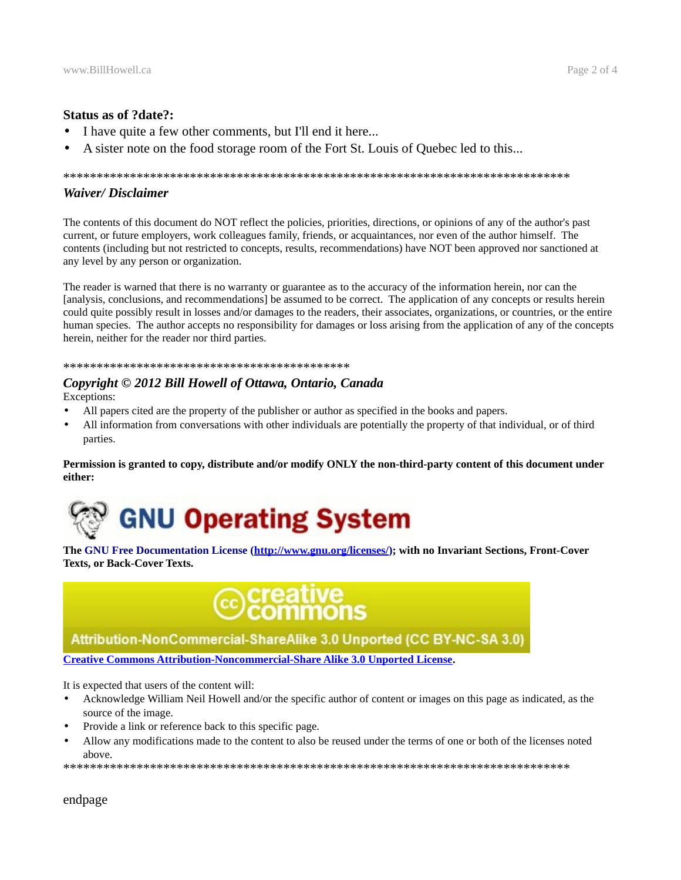**Status as of ?date?:**

- I have quite a few other comments, but I'll end it here...
- A sister note on the food storage room of the Fort St. Louis of Quebec led to this...

********************************************************************************

***Waiver/ Disclaimer***

The contents of this document do NOT reflect the policies, priorities, directions, or opinions of any of the author's past current, or future employers, work colleagues family, friends, or acquaintances, nor even of the author himself. The contents (including but not restricted to concepts, results, recommendations) have NOT been approved nor sanctioned at any level by any person or organization.

The reader is warned that there is no warranty or guarantee as to the accuracy of the information herein, nor can the [analysis, conclusions, and recommendations] be assumed to be correct. The application of any concepts or results herein could quite possibly result in losses and/or damages to the readers, their associates, organizations, or countries, or the entire human species. The author accepts no responsibility for damages or loss arising from the application of any of the concepts herein, neither for the reader nor third parties.

********************************************

***Copyright © 2012 Bill Howell of Ottawa, Ontario, Canada***

Exceptions:

- All papers cited are the property of the publisher or author as specified in the books and papers.
- All information from conversations with other individuals are potentially the property of that individual, or of third parties.

**Permission is granted to copy, distribute and/or modify ONLY the non-third-party content of this document under either:**

GNU Operating System

**The GNU Free Documentation License (http://www.gnu.org/licenses/); with no Invariant Sections, Front-Cover Texts, or Back-Cover Texts.**

creative commons

Attribution-NonCommercial-ShareAlike 3.0 Unported (CC BY-NC-SA 3.0)

**Creative Commons Attribution-Noncommercial-Share Alike 3.0 Unported License.**

It is expected that users of the content will:

- Acknowledge William Neil Howell and/or the specific author of content or images on this page as indicated, as the source of the image.
- Provide a link or reference back to this specific page.
- Allow any modifications made to the content to also be reused under the terms of one or both of the licenses noted above.

********************************************************************************

endpage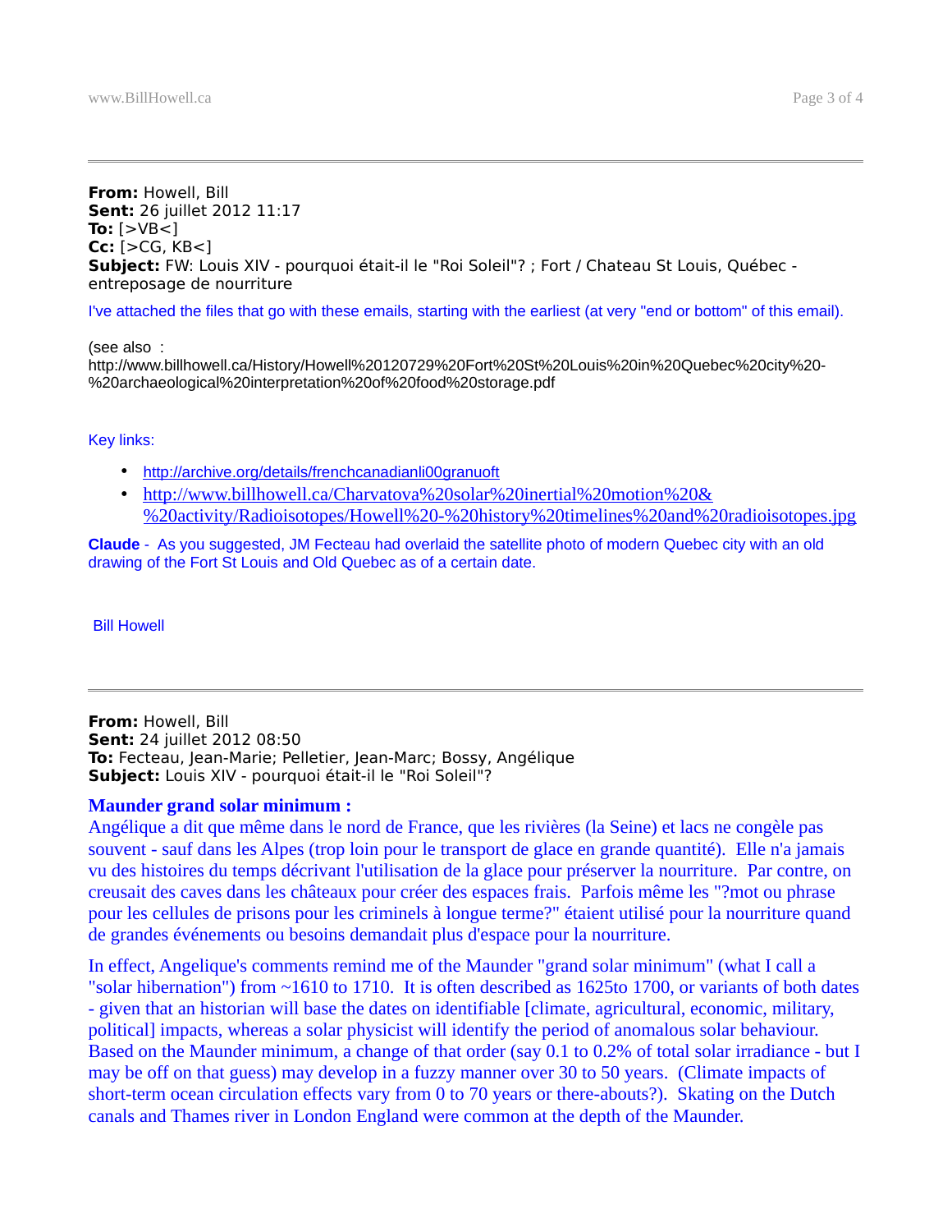---

**From:** Howell, Bill
**Sent:** 26 juillet 2012 11:17
**To:** [>VB<]
**Cc:** [>CG, KB<]
**Subject:** FW: Louis XIV - pourquoi était-il le "Roi Soleil"? ; Fort / Chateau St Louis, Québec - entreposage de nourriture

I've attached the files that go with these emails, starting with the earliest (at very "end or bottom" of this email).

(see also :
http://www.billhowell.ca/History/Howell%20120729%20Fort%20St%20Louis%20in%20Quebec%20city%20-%20archaeological%20interpretation%20of%20food%20storage.pdf

Key links:

- http://archive.org/details/frenchcanadianli00granuoft
- http://www.billhowell.ca/Charvatova%20solar%20inertial%20motion%20&%20activity/Radioisotopes/Howell%20-%20history%20timelines%20and%20radioisotopes.jpg

**Claude** - As you suggested, JM Fecteau had overlaid the satellite photo of modern Quebec city with an old drawing of the Fort St Louis and Old Quebec as of a certain date.

Bill Howell

---

**From:** Howell, Bill
**Sent:** 24 juillet 2012 08:50
**To:** Fecteau, Jean-Marie; Pelletier, Jean-Marc; Bossy, Angélique
**Subject:** Louis XIV - pourquoi était-il le "Roi Soleil"?

**Maunder grand solar minimum :**
Angélique a dit que même dans le nord de France, que les rivières (la Seine) et lacs ne congèle pas souvent - sauf dans les Alpes (trop loin pour le transport de glace en grande quantité). Elle n'a jamais vu des histoires du temps décrivant l'utilisation de la glace pour préserver la nourriture. Par contre, on creusait des caves dans les châteaux pour créer des espaces frais. Parfois même les "?mot ou phrase pour les cellules de prisons pour les criminels à longue terme?" étaient utilisé pour la nourriture quand de grandes événements ou besoins demandait plus d'espace pour la nourriture.

In effect, Angelique's comments remind me of the Maunder "grand solar minimum" (what I call a "solar hibernation") from ~1610 to 1710. It is often described as 1625to 1700, or variants of both dates - given that an historian will base the dates on identifiable [climate, agricultural, economic, military, political] impacts, whereas a solar physicist will identify the period of anomalous solar behaviour. Based on the Maunder minimum, a change of that order (say 0.1 to 0.2% of total solar irradiance - but I may be off on that guess) may develop in a fuzzy manner over 30 to 50 years. (Climate impacts of short-term ocean circulation effects vary from 0 to 70 years or there-abouts?). Skating on the Dutch canals and Thames river in London England were common at the depth of the Maunder.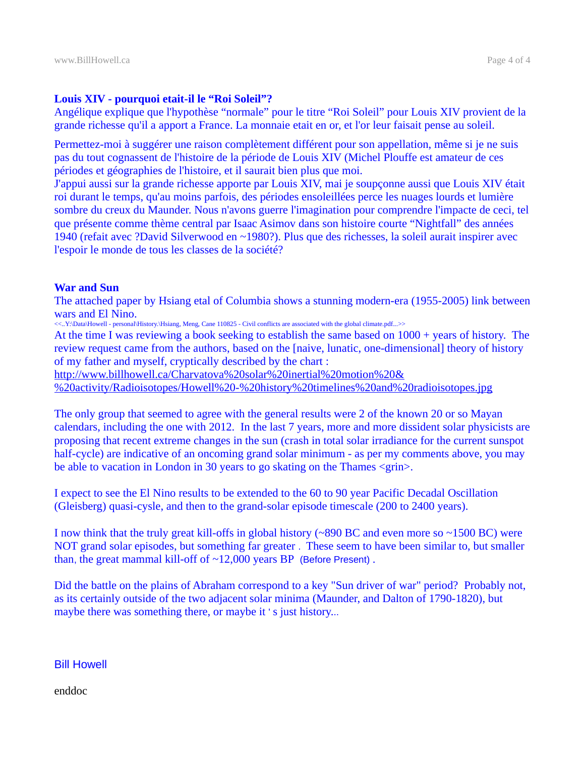### Louis XIV - pourquoi etait-il le “Roi Soleil”?

Angélique explique que l'hypothèse “normale” pour le titre “Roi Soleil” pour Louis XIV provient de la grande richesse qu'il a apport a France. La monnaie etait en or, et l'or leur faisait pense au soleil.

Permettez-moi à suggérer une raison complètement différent pour son appellation, même si je ne suis pas du tout cognassent de l'histoire de la période de Louis XIV (Michel Plouffe est amateur de ces périodes et géographies de l'histoire, et il saurait bien plus que moi.
J'appui aussi sur la grande richesse apporte par Louis XIV, mai je soupçonne aussi que Louis XIV était roi durant le temps, qu'au moins parfois, des périodes ensoleillées perce les nuages lourds et lumière sombre du creux du Maunder. Nous n'avons guerre l'imagination pour comprendre l'impacte de ceci, tel que présente comme thème central par Isaac Asimov dans son histoire courte “Nightfall” des années 1940 (refait avec ?David Silverwood en ~1980?). Plus que des richesses, la soleil aurait inspirer avec l'espoir le monde de tous les classes de la société?

### War and Sun

The attached paper by Hsiang etal of Columbia shows a stunning modern-era (1955-2005) link between wars and El Nino.
<<..Y:\Data\Howell - personal\History.\Hsiang, Meng, Cane 110825 - Civil conflicts are associated with the global climate.pdf...>>
At the time I was reviewing a book seeking to establish the same based on 1000 + years of history. The review request came from the authors, based on the [naive, lunatic, one-dimensional] theory of history of my father and myself, cryptically described by the chart :
http://www.billhowell.ca/Charvatova%20solar%20inertial%20motion%20&%20activity/Radioisotopes/Howell%20-%20history%20timelines%20and%20radioisotopes.jpg

The only group that seemed to agree with the general results were 2 of the known 20 or so Mayan calendars, including the one with 2012. In the last 7 years, more and more dissident solar physicists are proposing that recent extreme changes in the sun (crash in total solar irradiance for the current sunspot half-cycle) are indicative of an oncoming grand solar minimum - as per my comments above, you may be able to vacation in London in 30 years to go skating on the Thames <grin>.

I expect to see the El Nino results to be extended to the 60 to 90 year Pacific Decadal Oscillation (Gleisberg) quasi-cysle, and then to the grand-solar episode timescale (200 to 2400 years).

I now think that the truly great kill-offs in global history (~890 BC and even more so ~1500 BC) were NOT grand solar episodes, but something far greater . These seem to have been similar to, but smaller than, the great mammal kill-off of ~12,000 years BP (Before Present) .

Did the battle on the plains of Abraham correspond to a key "Sun driver of war" period? Probably not, as its certainly outside of the two adjacent solar minima (Maunder, and Dalton of 1790-1820), but maybe there was something there, or maybe it ' s just history...

Bill Howell

enddoc